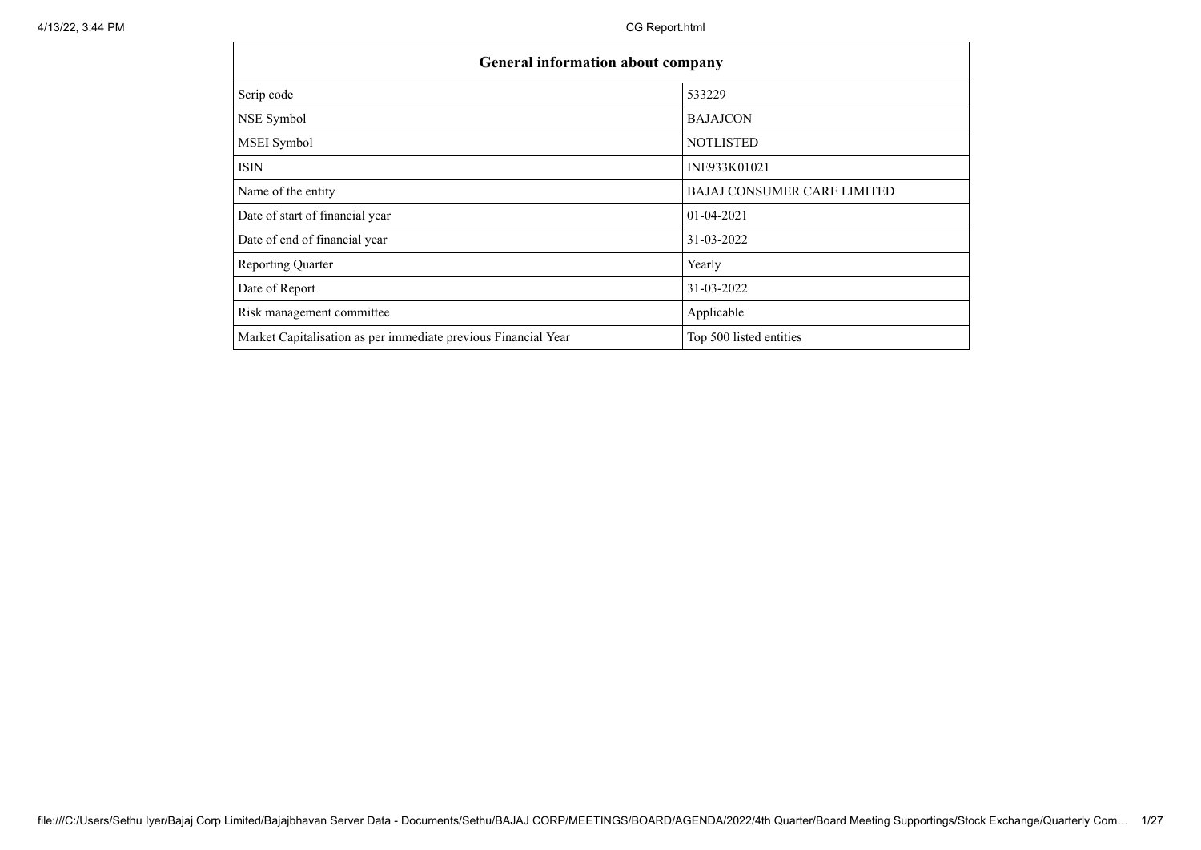| General information about company | |
|---|---|
| Scrip code | 533229 |
| NSE Symbol | BAJAJCON |
| MSEI Symbol | NOTLISTED |
| ISIN | INE933K01021 |
| Name of the entity | BAJAJ CONSUMER CARE LIMITED |
| Date of start of financial year | 01-04-2021 |
| Date of end of financial year | 31-03-2022 |
| Reporting Quarter | Yearly |
| Date of Report | 31-03-2022 |
| Risk management committee | Applicable |
| Market Capitalisation as per immediate previous Financial Year | Top 500 listed entities |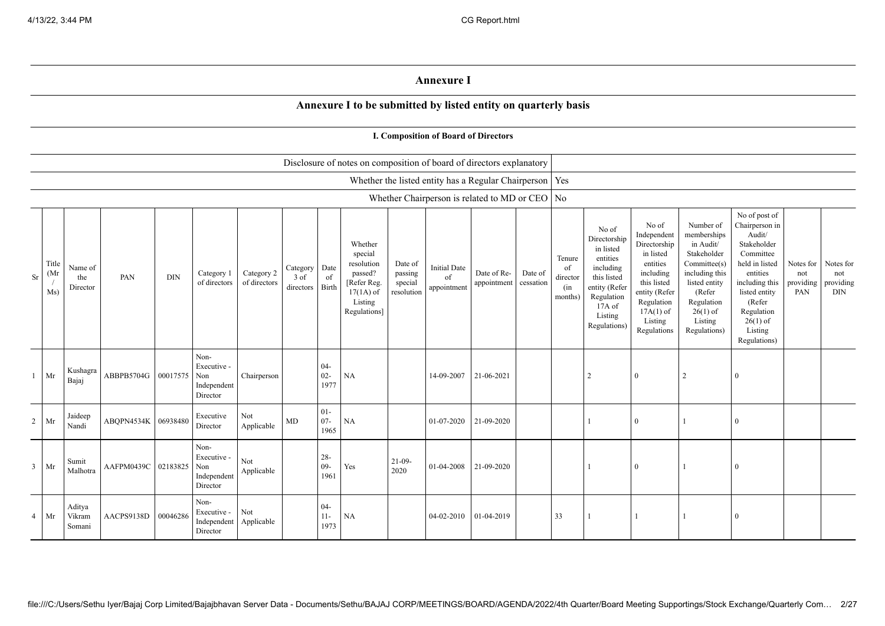# Annexure I

## Annexure I to be submitted by listed entity on quarterly basis

### I. Composition of Board of Directors

| | |
|---|---|
| Disclosure of notes on composition of board of directors explanatory | |
| Whether the listed entity has a Regular Chairperson | Yes |
| Whether Chairperson is related to MD or CEO | No |

| Sr | Title (Mr / Ms) | Name of the Director | PAN | DIN | Category 1 of directors | Category 2 of directors | Category 3 of directors | Date of Birth | Whether special resolution passed? [Refer Reg. 17(1A) of Listing Regulations] | Date of passing special resolution | Initial Date of appointment | Date of Re-appointment | Date of cessation | Tenure of director (in months) | No of Directorship in listed entities including this listed entity (Refer Regulation 17A of Listing Regulations) | No of Independent Directorship in listed entities including this listed entity (Refer Regulation 17A(1) of Listing Regulations | Number of memberships in Audit/ Stakeholder Committee(s) including this listed entity (Refer Regulation 26(1) of Listing Regulations) | No of post of Chairperson in Audit/ Stakeholder Committee held in listed entities including this listed entity (Refer Regulation 26(1) of Listing Regulations) | Notes for not providing PAN | Notes for not providing DIN |
|---|---|---|---|---|---|---|---|---|---|---|---|---|---|---|---|---|---|---|---|---|
| 1 | Mr | Kushagra Bajaj | ABBPB5704G | 00017575 | Non-Executive - Non Independent Director | Chairperson | | 04-02-1977 | NA | | 14-09-2007 | 21-06-2021 | | | 2 | 0 | 2 | 0 | | |
| 2 | Mr | Jaideep Nandi | ABQPN4534K | 06938480 | Executive Director | Not Applicable | MD | 01-07-1965 | NA | | 01-07-2020 | 21-09-2020 | | | 1 | 0 | 1 | 0 | | |
| 3 | Mr | Sumit Malhotra | AAFPM0439C | 02183825 | Non-Executive - Non Independent Director | Not Applicable | | 28-09-1961 | Yes | 21-09-2020 | 01-04-2008 | 21-09-2020 | | | 1 | 0 | 1 | 0 | | |
| 4 | Mr | Aditya Vikram Somani | AACPS9138D | 00046286 | Non-Executive - Independent Director | Not Applicable | | 04-11-1973 | NA | | 04-02-2010 | 01-04-2019 | | 33 | 1 | 1 | 1 | 0 | | |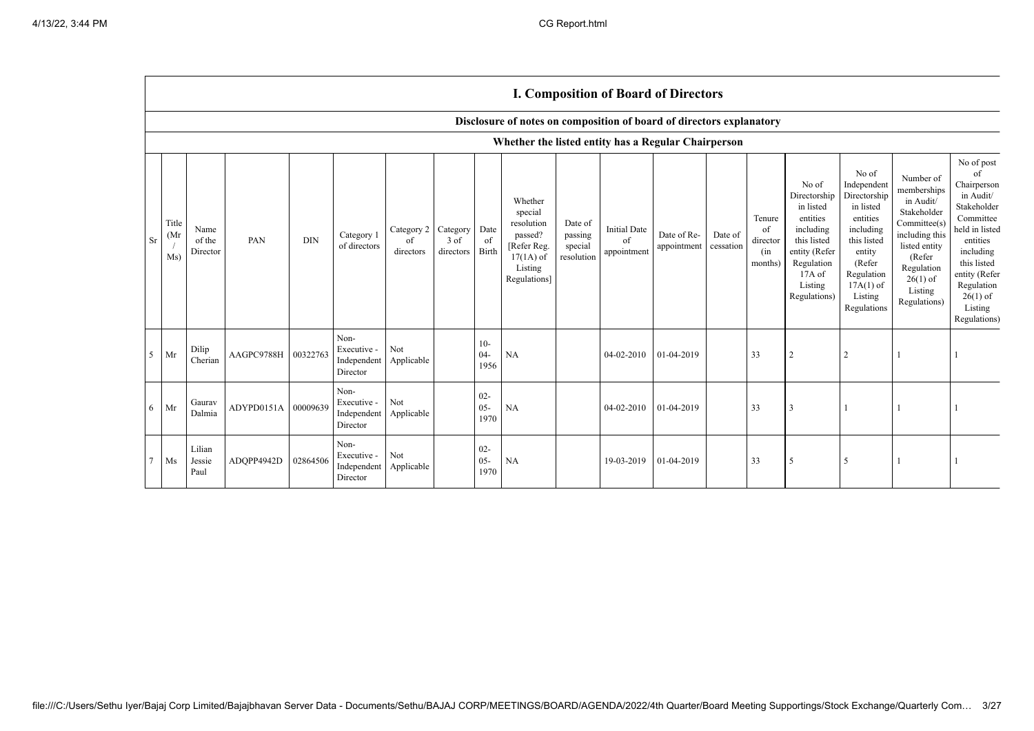## I. Composition of Board of Directors

### Disclosure of notes on composition of board of directors explanatory

### Whether the listed entity has a Regular Chairperson

| Sr | Title (Mr / Ms) | Name of the Director | PAN | DIN | Category 1 of directors | Category 2 of directors | Category 3 of directors | Date of Birth | Whether special resolution passed? [Refer Reg. 17(1A) of Listing Regulations] | Date of passing special resolution | Initial Date of appointment | Date of Re-appointment | Date of cessation | Tenure of director (in months) | No of Directorship in listed entities including this listed entity (Refer Regulation 17A of Listing Regulations) | No of Independent Directorship in listed entities including this listed entity (Refer Regulation 17A(1) of Listing Regulations | Number of memberships in Audit/ Stakeholder Committee(s) including this listed entity (Refer Regulation 26(1) of Listing Regulations) | No of post of Chairperson in Audit/ Stakeholder Committee held in listed entities including this listed entity (Refer Regulation 26(1) of Listing Regulations) |
|---|---|---|---|---|---|---|---|---|---|---|---|---|---|---|---|---|---|---|
| 5 | Mr | Dilip Cherian | AAGPC9788H | 00322763 | Non-Executive - Independent Director | Not Applicable | | 10-04-1956 | NA | | 04-02-2010 | 01-04-2019 | | 33 | 2 | 2 | 1 | 1 |
| 6 | Mr | Gaurav Dalmia | ADYPD0151A | 00009639 | Non-Executive - Independent Director | Not Applicable | | 02-05-1970 | NA | | 04-02-2010 | 01-04-2019 | | 33 | 3 | 1 | 1 | 1 |
| 7 | Ms | Lilian Jessie Paul | ADQPP4942D | 02864506 | Non-Executive - Independent Director | Not Applicable | | 02-05-1970 | NA | | 19-03-2019 | 01-04-2019 | | 33 | 5 | 5 | 1 | 1 |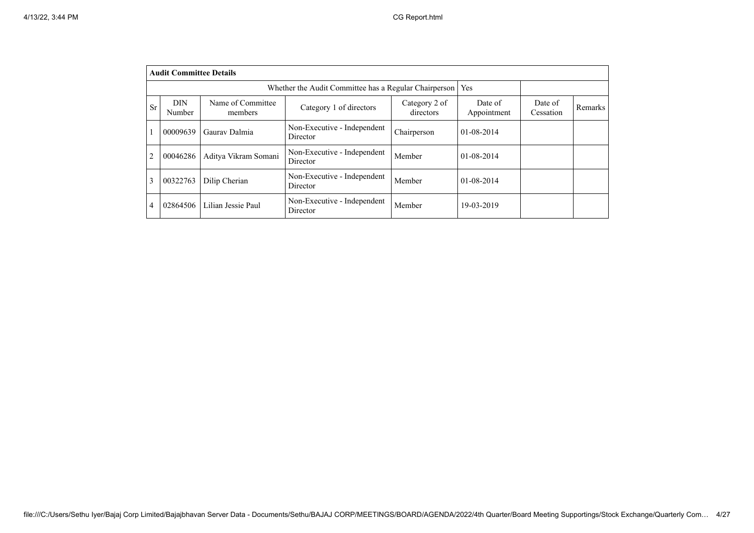| Audit Committee Details | | | | | | | |
|---|---|---|---|---|---|---|---|
| Whether the Audit Committee has a Regular Chairperson | | | | | Yes | | |
| Sr | DIN Number | Name of Committee members | Category 1 of directors | Category 2 of directors | Date of Appointment | Date of Cessation | Remarks |
| 1 | 00009639 | Gaurav Dalmia | Non-Executive - Independent Director | Chairperson | 01-08-2014 | | |
| 2 | 00046286 | Aditya Vikram Somani | Non-Executive - Independent Director | Member | 01-08-2014 | | |
| 3 | 00322763 | Dilip Cherian | Non-Executive - Independent Director | Member | 01-08-2014 | | |
| 4 | 02864506 | Lilian Jessie Paul | Non-Executive - Independent Director | Member | 19-03-2019 | | |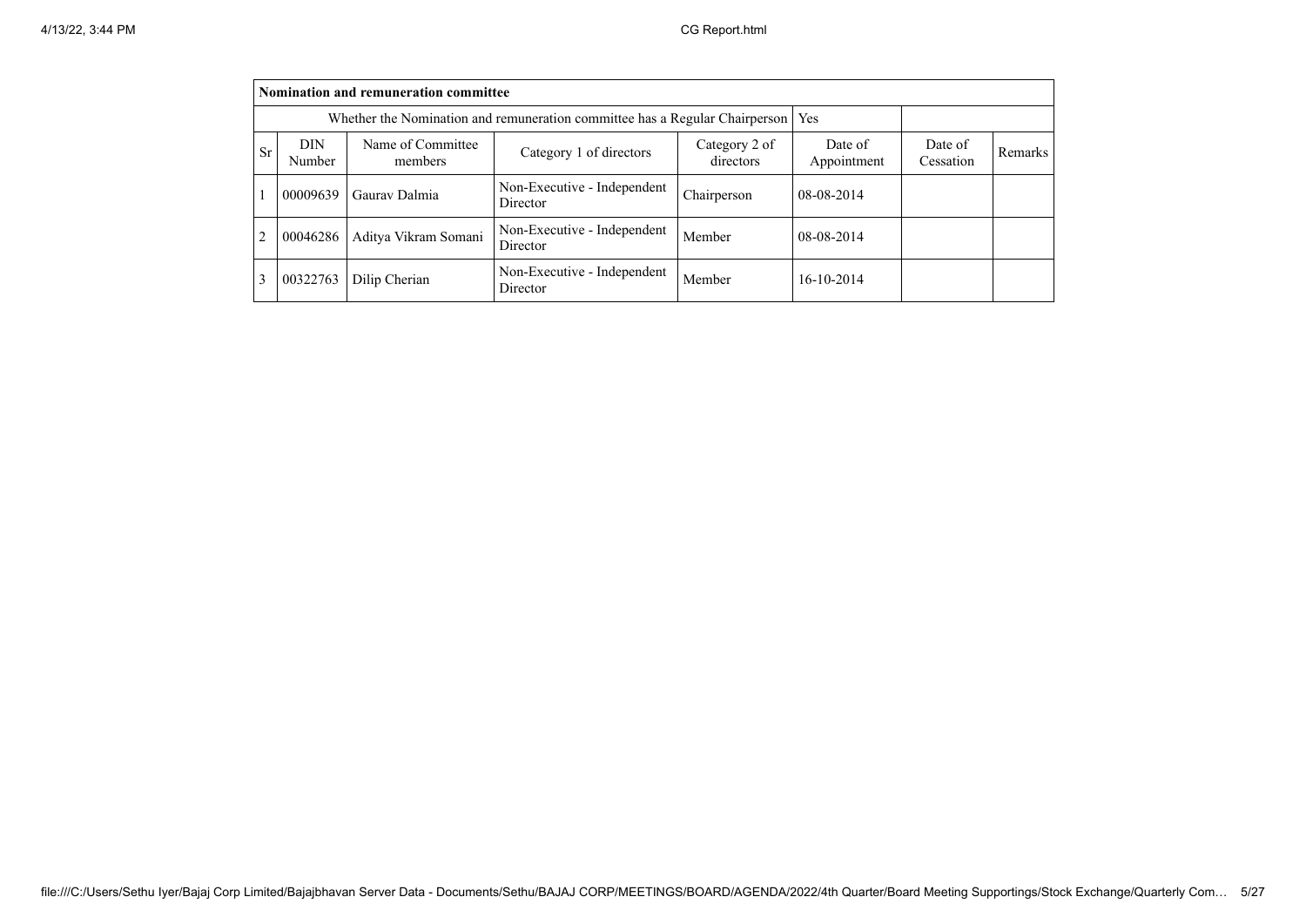| Nomination and remuneration committee | | | | | | | |
|---|---|---|---|---|---|---|---|
| Whether the Nomination and remuneration committee has a Regular Chairperson | | | | | Yes | | |
| Sr | DIN Number | Name of Committee members | Category 1 of directors | Category 2 of directors | Date of Appointment | Date of Cessation | Remarks |
| 1 | 00009639 | Gaurav Dalmia | Non-Executive - Independent Director | Chairperson | 08-08-2014 | | |
| 2 | 00046286 | Aditya Vikram Somani | Non-Executive - Independent Director | Member | 08-08-2014 | | |
| 3 | 00322763 | Dilip Cherian | Non-Executive - Independent Director | Member | 16-10-2014 | | |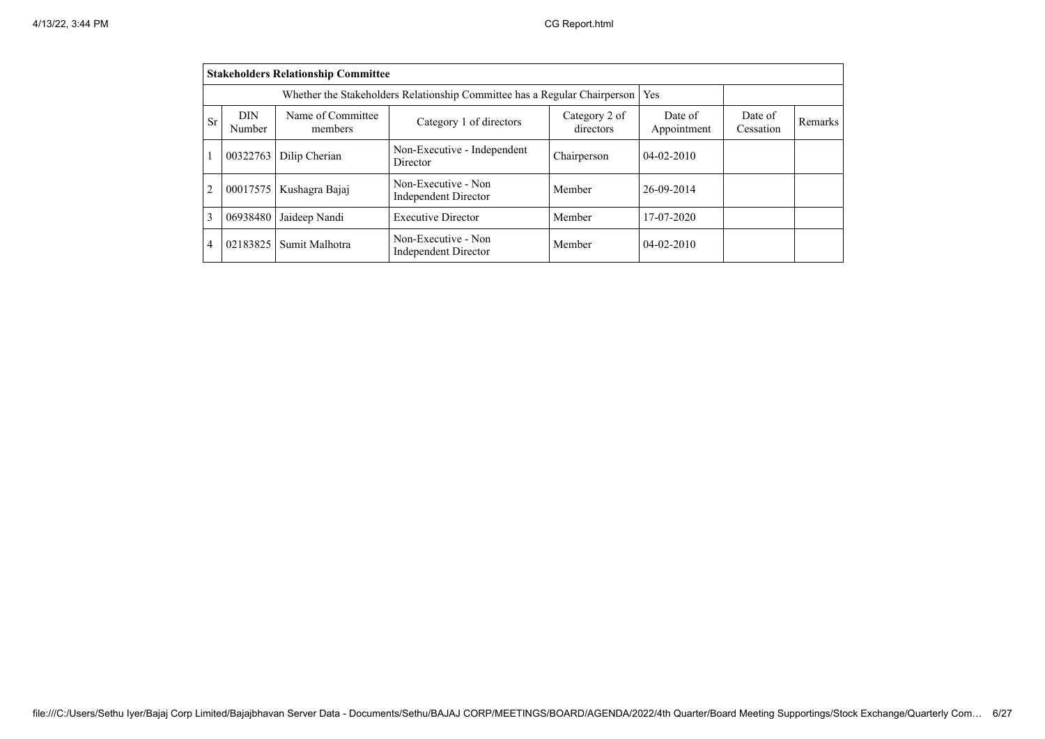| Stakeholders Relationship Committee | | | | | | | |
|---|---|---|---|---|---|---|---|
| Whether the Stakeholders Relationship Committee has a Regular Chairperson | | | | | Yes | | |
| Sr | DIN Number | Name of Committee members | Category 1 of directors | Category 2 of directors | Date of Appointment | Date of Cessation | Remarks |
| 1 | 00322763 | Dilip Cherian | Non-Executive - Independent Director | Chairperson | 04-02-2010 | | |
| 2 | 00017575 | Kushagra Bajaj | Non-Executive - Non Independent Director | Member | 26-09-2014 | | |
| 3 | 06938480 | Jaideep Nandi | Executive Director | Member | 17-07-2020 | | |
| 4 | 02183825 | Sumit Malhotra | Non-Executive - Non Independent Director | Member | 04-02-2010 | | |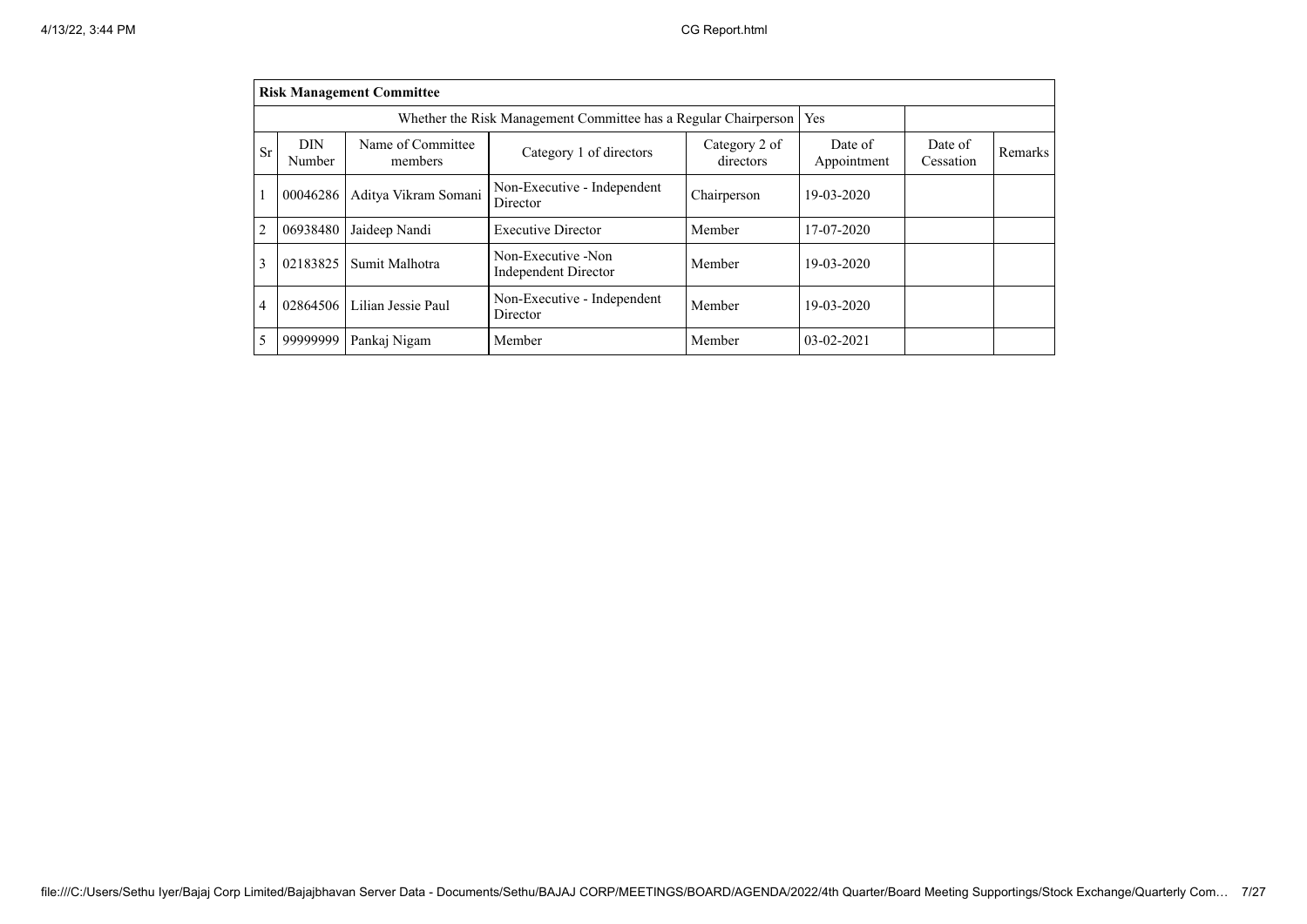| **Risk Management Committee** | | | | | | | |
|---|---|---|---|---|---|---|---|
| Whether the Risk Management Committee has a Regular Chairperson | | | | | Yes | | |
| Sr | DIN Number | Name of Committee members | Category 1 of directors | Category 2 of directors | Date of Appointment | Date of Cessation | Remarks |
| 1 | 00046286 | Aditya Vikram Somani | Non-Executive - Independent Director | Chairperson | 19-03-2020 | | |
| 2 | 06938480 | Jaideep Nandi | Executive Director | Member | 17-07-2020 | | |
| 3 | 02183825 | Sumit Malhotra | Non-Executive -Non Independent Director | Member | 19-03-2020 | | |
| 4 | 02864506 | Lilian Jessie Paul | Non-Executive - Independent Director | Member | 19-03-2020 | | |
| 5 | 99999999 | Pankaj Nigam | Member | Member | 03-02-2021 | | |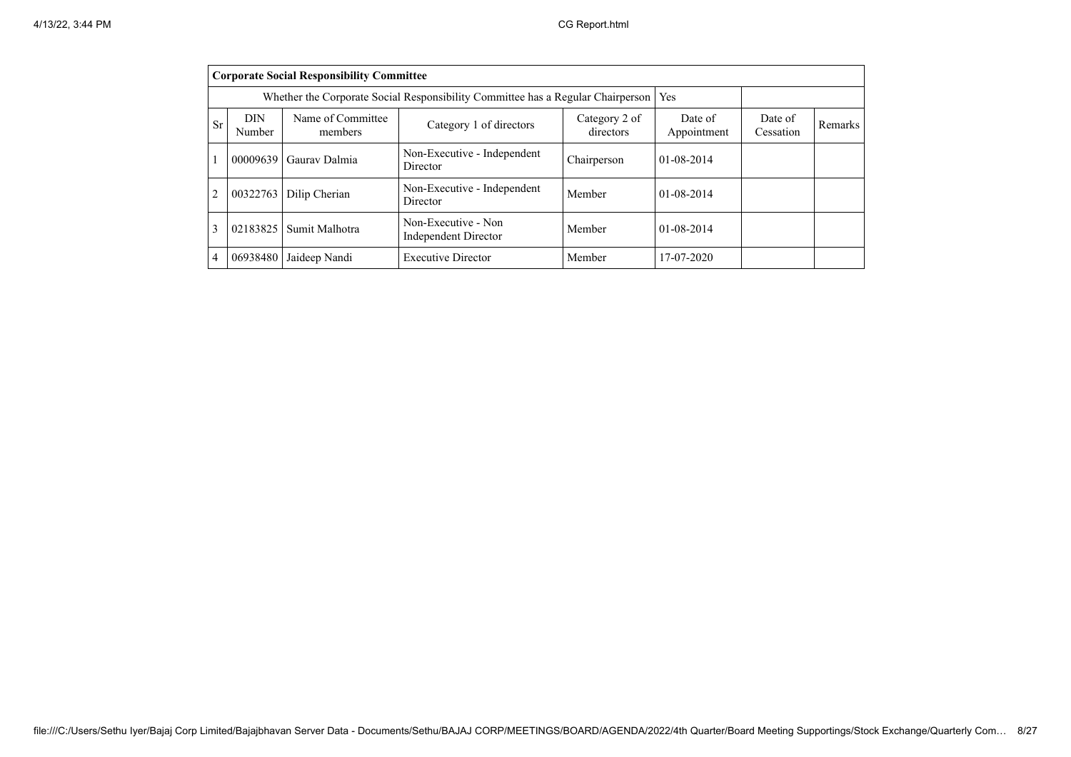| Corporate Social Responsibility Committee | | | | | | | |
|---|---|---|---|---|---|---|---|
| Whether the Corporate Social Responsibility Committee has a Regular Chairperson | | | | | Yes | | |
| Sr | DIN Number | Name of Committee members | Category 1 of directors | Category 2 of directors | Date of Appointment | Date of Cessation | Remarks |
| 1 | 00009639 | Gaurav Dalmia | Non-Executive - Independent Director | Chairperson | 01-08-2014 | | |
| 2 | 00322763 | Dilip Cherian | Non-Executive - Independent Director | Member | 01-08-2014 | | |
| 3 | 02183825 | Sumit Malhotra | Non-Executive - Non Independent Director | Member | 01-08-2014 | | |
| 4 | 06938480 | Jaideep Nandi | Executive Director | Member | 17-07-2020 | | |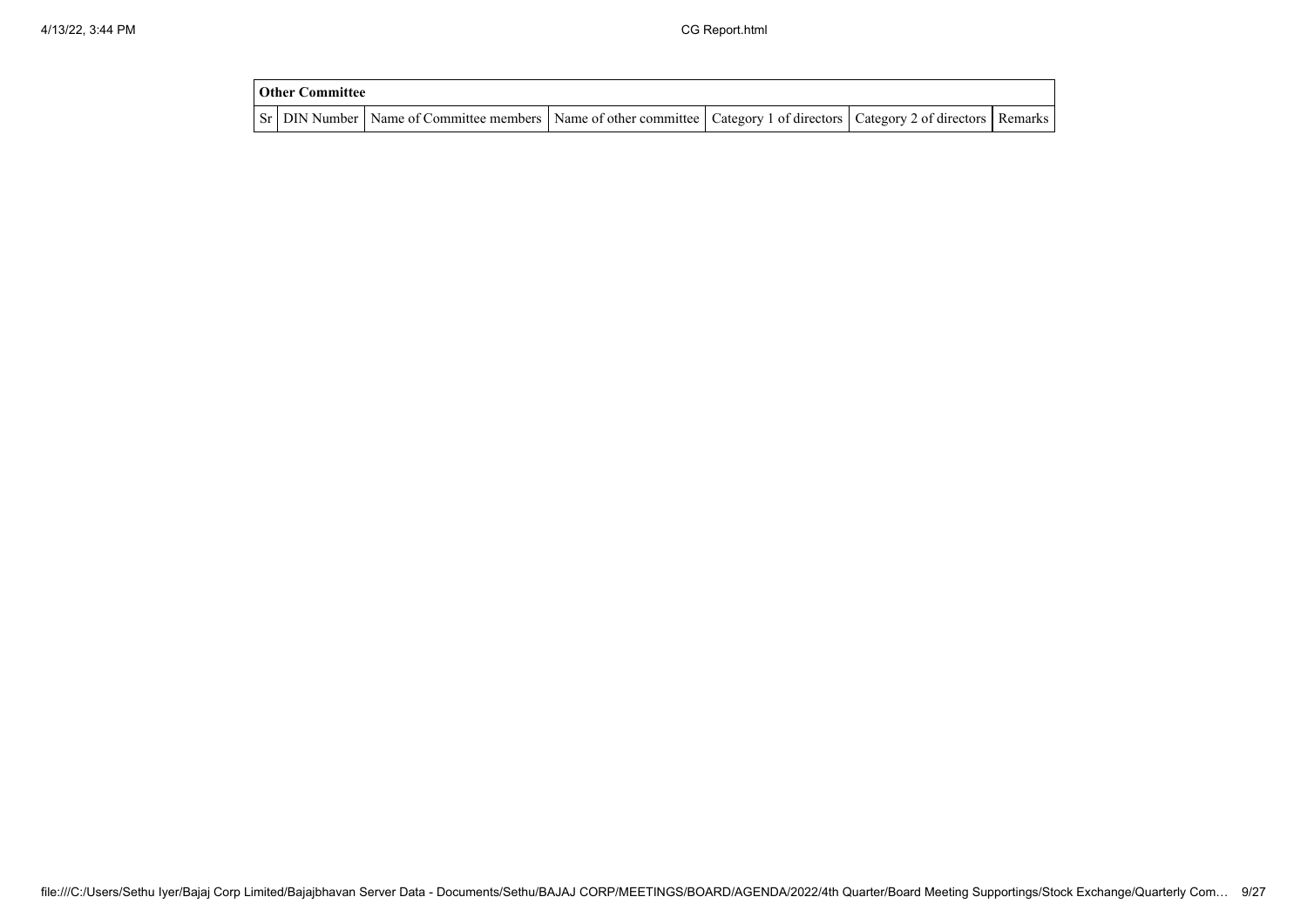| Other Committee | | | | | | |
|---|---|---|---|---|---|---|
| Sr | DIN Number | Name of Committee members | Name of other committee | Category 1 of directors | Category 2 of directors | Remarks |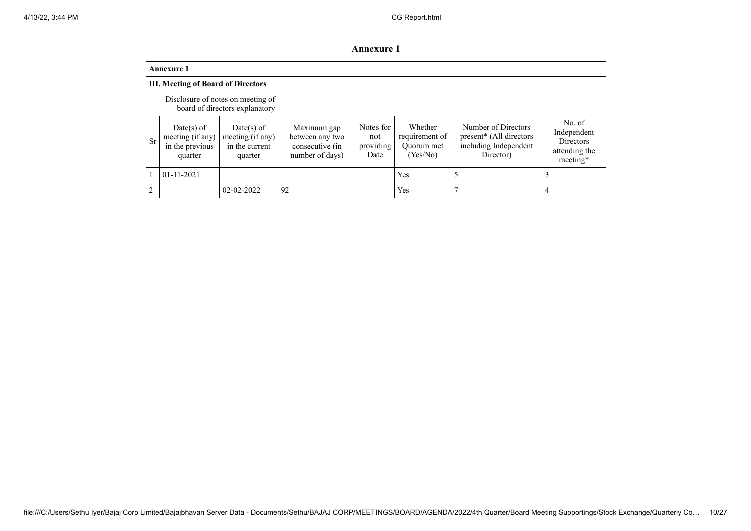| Annexure 1 | | | | | | | |
|---|---|---|---|---|---|---|---|
| **Annexure 1** | | | | | | | |
| **III. Meeting of Board of Directors** | | | | | | | |
| Disclosure of notes on meeting of board of directors explanatory | | | | | | | |
| Sr | Date(s) of meeting (if any) in the previous quarter | Date(s) of meeting (if any) in the current quarter | Maximum gap between any two consecutive (in number of days) | Notes for not providing Date | Whether requirement of Quorum met (Yes/No) | Number of Directors present* (All directors including Independent Director) | No. of Independent Directors attending the meeting* |
| 1 | 01-11-2021 | | | | Yes | 5 | 3 |
| 2 | | 02-02-2022 | 92 | | Yes | 7 | 4 |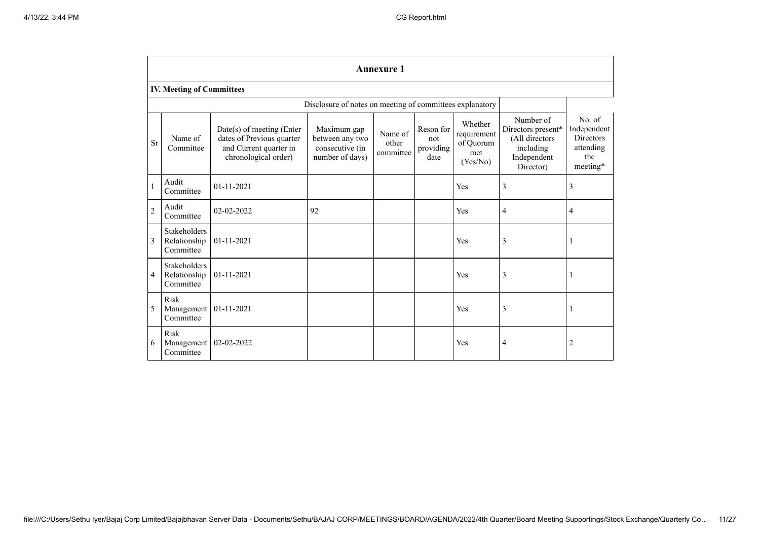## Annexure 1

### IV. Meeting of Committees

Disclosure of notes on meeting of committees explanatory

| Sr | Name of Committee | Date(s) of meeting (Enter dates of Previous quarter and Current quarter in chronological order) | Maximum gap between any two consecutive (in number of days) | Name of other committee | Reson for not providing date | Whether requirement of Quorum met (Yes/No) | Number of Directors present* (All directors including Independent Director) | No. of Independent Directors attending the meeting* |
|---|---|---|---|---|---|---|---|---|
| 1 | Audit Committee | 01-11-2021 | | | | Yes | 3 | 3 |
| 2 | Audit Committee | 02-02-2022 | 92 | | | Yes | 4 | 4 |
| 3 | Stakeholders Relationship Committee | 01-11-2021 | | | | Yes | 3 | 1 |
| 4 | Stakeholders Relationship Committee | 01-11-2021 | | | | Yes | 3 | 1 |
| 5 | Risk Management Committee | 01-11-2021 | | | | Yes | 3 | 1 |
| 6 | Risk Management Committee | 02-02-2022 | | | | Yes | 4 | 2 |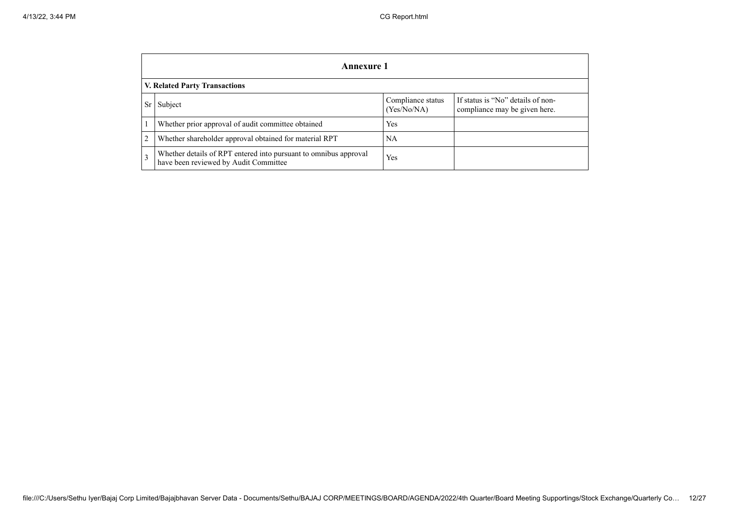| Annexure 1 | | | |
|---|---|---|---|
| **V. Related Party Transactions** | | | |
| Sr | Subject | Compliance status (Yes/No/NA) | If status is "No" details of non-compliance may be given here. |
| 1 | Whether prior approval of audit committee obtained | Yes | |
| 2 | Whether shareholder approval obtained for material RPT | NA | |
| 3 | Whether details of RPT entered into pursuant to omnibus approval have been reviewed by Audit Committee | Yes | |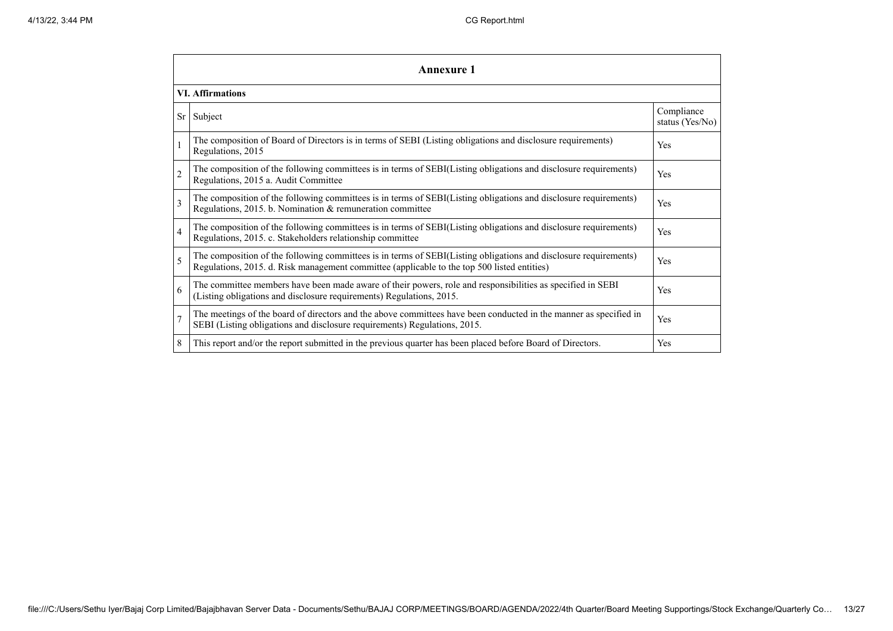## Annexure 1

### VI. Affirmations

| Sr | Subject | Compliance status (Yes/No) |
|---|---|---|
| 1 | The composition of Board of Directors is in terms of SEBI (Listing obligations and disclosure requirements) Regulations, 2015 | Yes |
| 2 | The composition of the following committees is in terms of SEBI(Listing obligations and disclosure requirements) Regulations, 2015 a. Audit Committee | Yes |
| 3 | The composition of the following committees is in terms of SEBI(Listing obligations and disclosure requirements) Regulations, 2015. b. Nomination & remuneration committee | Yes |
| 4 | The composition of the following committees is in terms of SEBI(Listing obligations and disclosure requirements) Regulations, 2015. c. Stakeholders relationship committee | Yes |
| 5 | The composition of the following committees is in terms of SEBI(Listing obligations and disclosure requirements) Regulations, 2015. d. Risk management committee (applicable to the top 500 listed entities) | Yes |
| 6 | The committee members have been made aware of their powers, role and responsibilities as specified in SEBI (Listing obligations and disclosure requirements) Regulations, 2015. | Yes |
| 7 | The meetings of the board of directors and the above committees have been conducted in the manner as specified in SEBI (Listing obligations and disclosure requirements) Regulations, 2015. | Yes |
| 8 | This report and/or the report submitted in the previous quarter has been placed before Board of Directors. | Yes |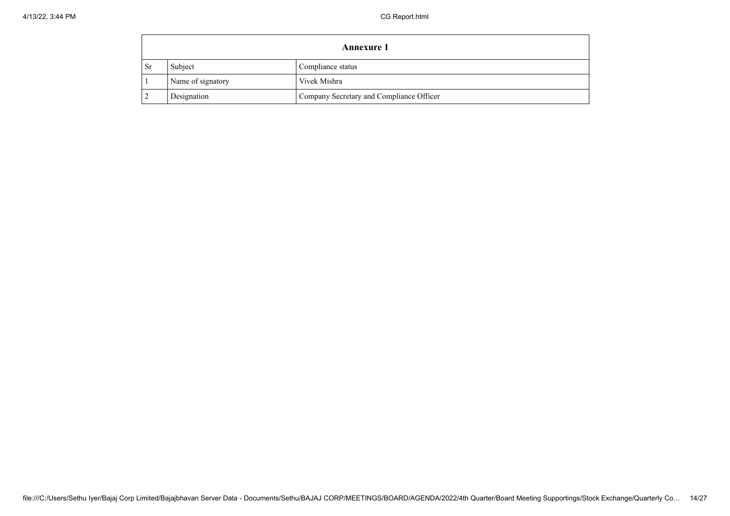| Annexure 1 | | |
|---|---|---|
| Sr | Subject | Compliance status |
| 1 | Name of signatory | Vivek Mishra |
| 2 | Designation | Company Secretary and Compliance Officer |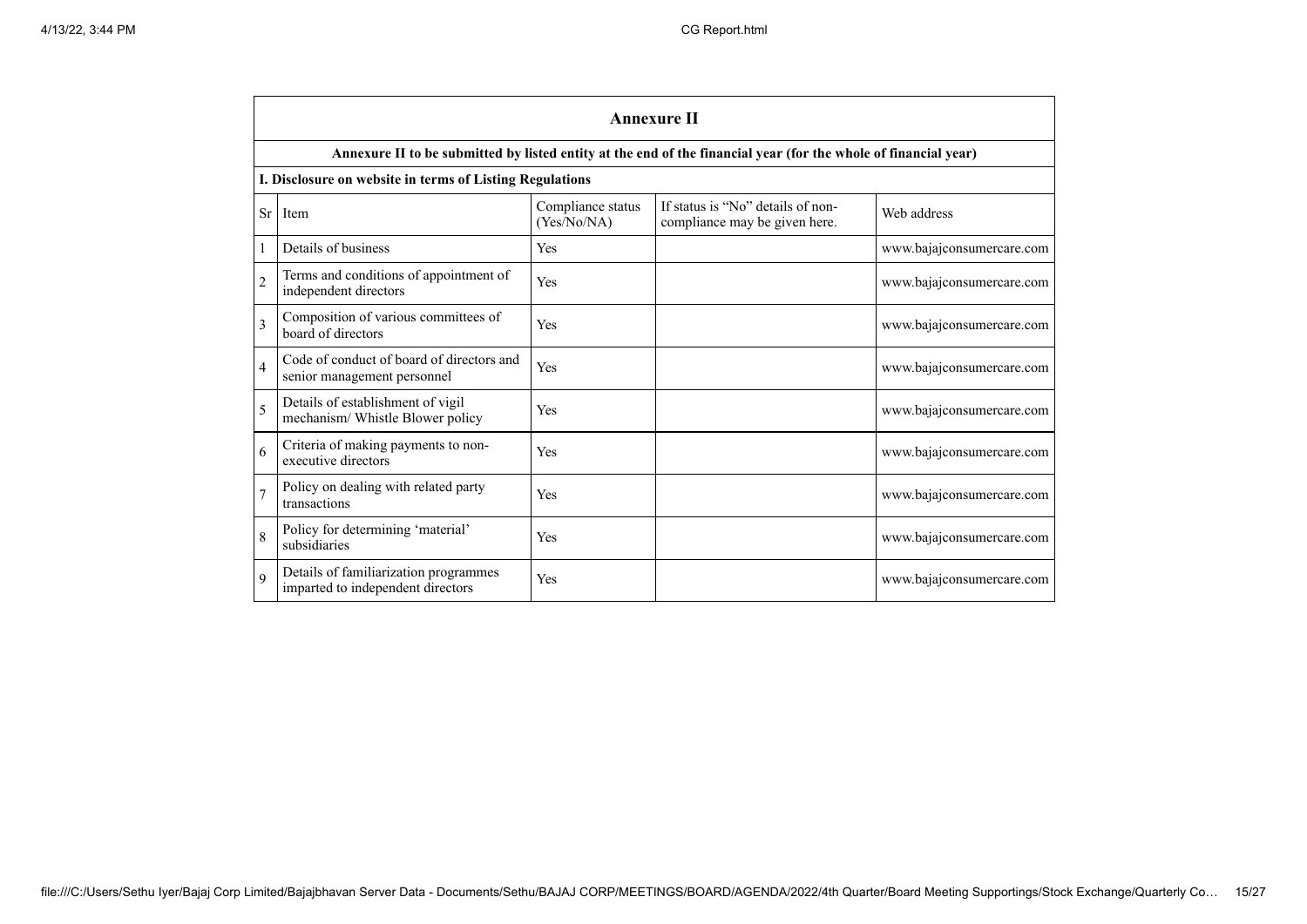## Annexure II

**Annexure II to be submitted by listed entity at the end of the financial year (for the whole of financial year)**

**I. Disclosure on website in terms of Listing Regulations**

| Sr | Item | Compliance status (Yes/No/NA) | If status is "No" details of non-compliance may be given here. | Web address |
|---|---|---|---|---|
| 1 | Details of business | Yes | | www.bajajconsumercare.com |
| 2 | Terms and conditions of appointment of independent directors | Yes | | www.bajajconsumercare.com |
| 3 | Composition of various committees of board of directors | Yes | | www.bajajconsumercare.com |
| 4 | Code of conduct of board of directors and senior management personnel | Yes | | www.bajajconsumercare.com |
| 5 | Details of establishment of vigil mechanism/ Whistle Blower policy | Yes | | www.bajajconsumercare.com |
| 6 | Criteria of making payments to non-executive directors | Yes | | www.bajajconsumercare.com |
| 7 | Policy on dealing with related party transactions | Yes | | www.bajajconsumercare.com |
| 8 | Policy for determining 'material' subsidiaries | Yes | | www.bajajconsumercare.com |
| 9 | Details of familiarization programmes imparted to independent directors | Yes | | www.bajajconsumercare.com |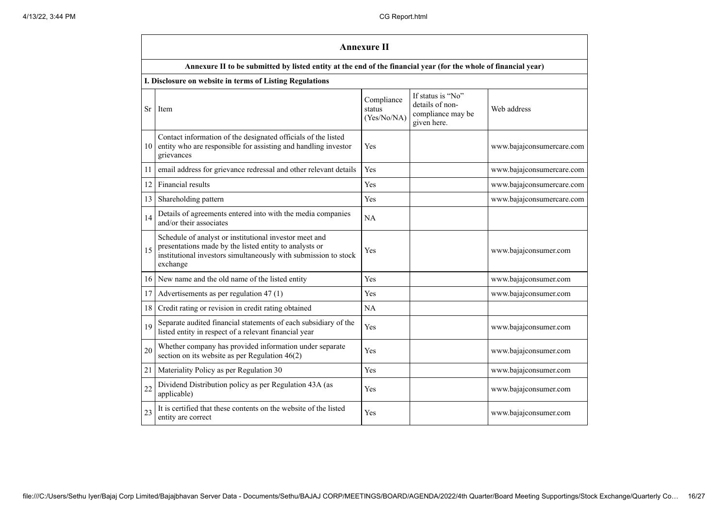## Annexure II

**Annexure II to be submitted by listed entity at the end of the financial year (for the whole of financial year)**

**I. Disclosure on website in terms of Listing Regulations**

| Sr | Item | Compliance status (Yes/No/NA) | If status is "No" details of non-compliance may be given here. | Web address |
|---|---|---|---|---|
| 10 | Contact information of the designated officials of the listed entity who are responsible for assisting and handling investor grievances | Yes | | www.bajajconsumercare.com |
| 11 | email address for grievance redressal and other relevant details | Yes | | www.bajajconsumercare.com |
| 12 | Financial results | Yes | | www.bajajconsumercare.com |
| 13 | Shareholding pattern | Yes | | www.bajajconsumercare.com |
| 14 | Details of agreements entered into with the media companies and/or their associates | NA | | |
| 15 | Schedule of analyst or institutional investor meet and presentations made by the listed entity to analysts or institutional investors simultaneously with submission to stock exchange | Yes | | www.bajajconsumer.com |
| 16 | New name and the old name of the listed entity | Yes | | www.bajajconsumer.com |
| 17 | Advertisements as per regulation 47 (1) | Yes | | www.bajajconsumer.com |
| 18 | Credit rating or revision in credit rating obtained | NA | | |
| 19 | Separate audited financial statements of each subsidiary of the listed entity in respect of a relevant financial year | Yes | | www.bajajconsumer.com |
| 20 | Whether company has provided information under separate section on its website as per Regulation 46(2) | Yes | | www.bajajconsumer.com |
| 21 | Materiality Policy as per Regulation 30 | Yes | | www.bajajconsumer.com |
| 22 | Dividend Distribution policy as per Regulation 43A (as applicable) | Yes | | www.bajajconsumer.com |
| 23 | It is certified that these contents on the website of the listed entity are correct | Yes | | www.bajajconsumer.com |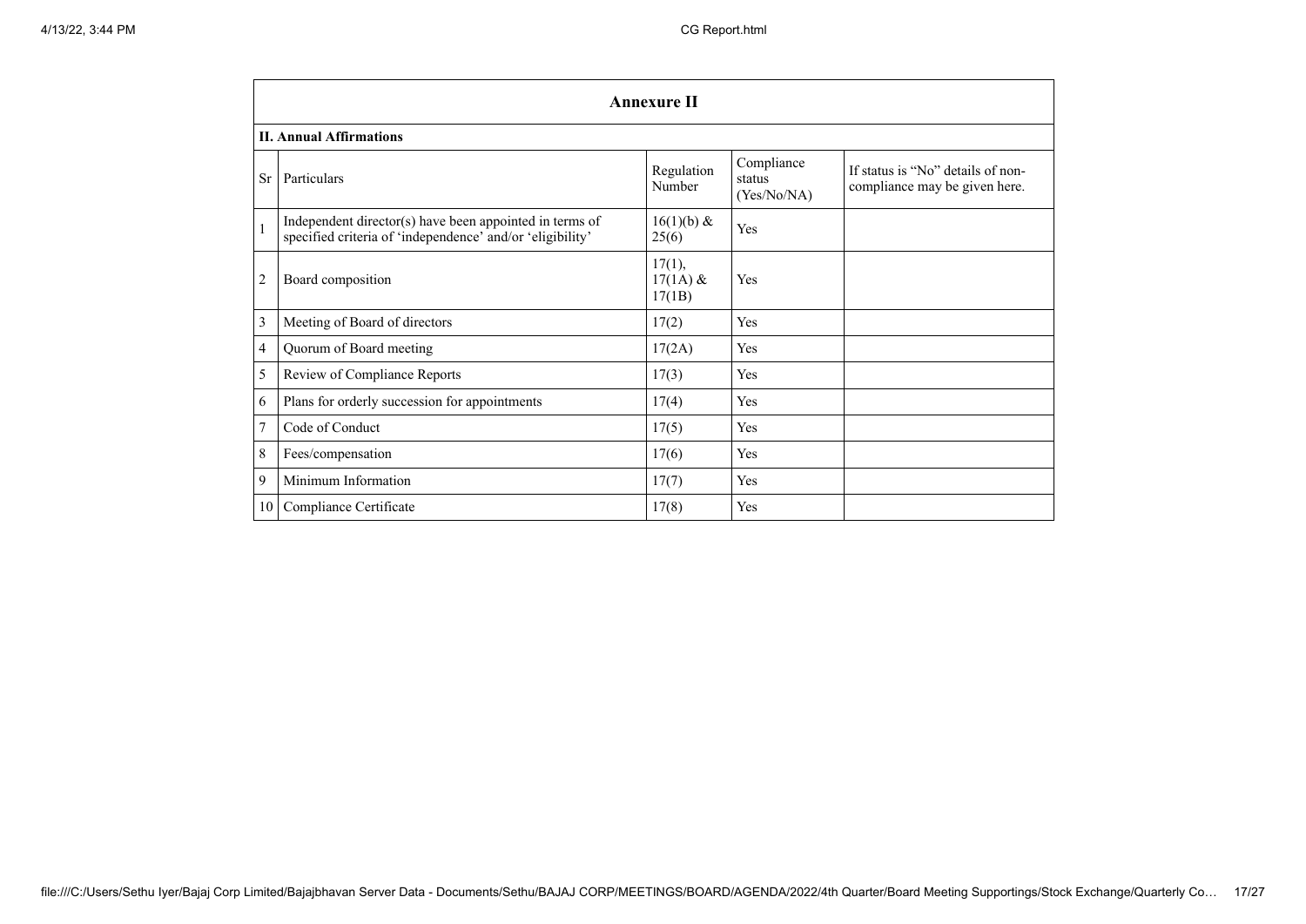| Annexure II | | | | |
|---|---|---|---|---|
| **II. Annual Affirmations** | | | | |
| Sr | Particulars | Regulation Number | Compliance status (Yes/No/NA) | If status is "No" details of non-compliance may be given here. |
| 1 | Independent director(s) have been appointed in terms of specified criteria of 'independence' and/or 'eligibility' | 16(1)(b) & 25(6) | Yes | |
| 2 | Board composition | 17(1), 17(1A) & 17(1B) | Yes | |
| 3 | Meeting of Board of directors | 17(2) | Yes | |
| 4 | Quorum of Board meeting | 17(2A) | Yes | |
| 5 | Review of Compliance Reports | 17(3) | Yes | |
| 6 | Plans for orderly succession for appointments | 17(4) | Yes | |
| 7 | Code of Conduct | 17(5) | Yes | |
| 8 | Fees/compensation | 17(6) | Yes | |
| 9 | Minimum Information | 17(7) | Yes | |
| 10 | Compliance Certificate | 17(8) | Yes | |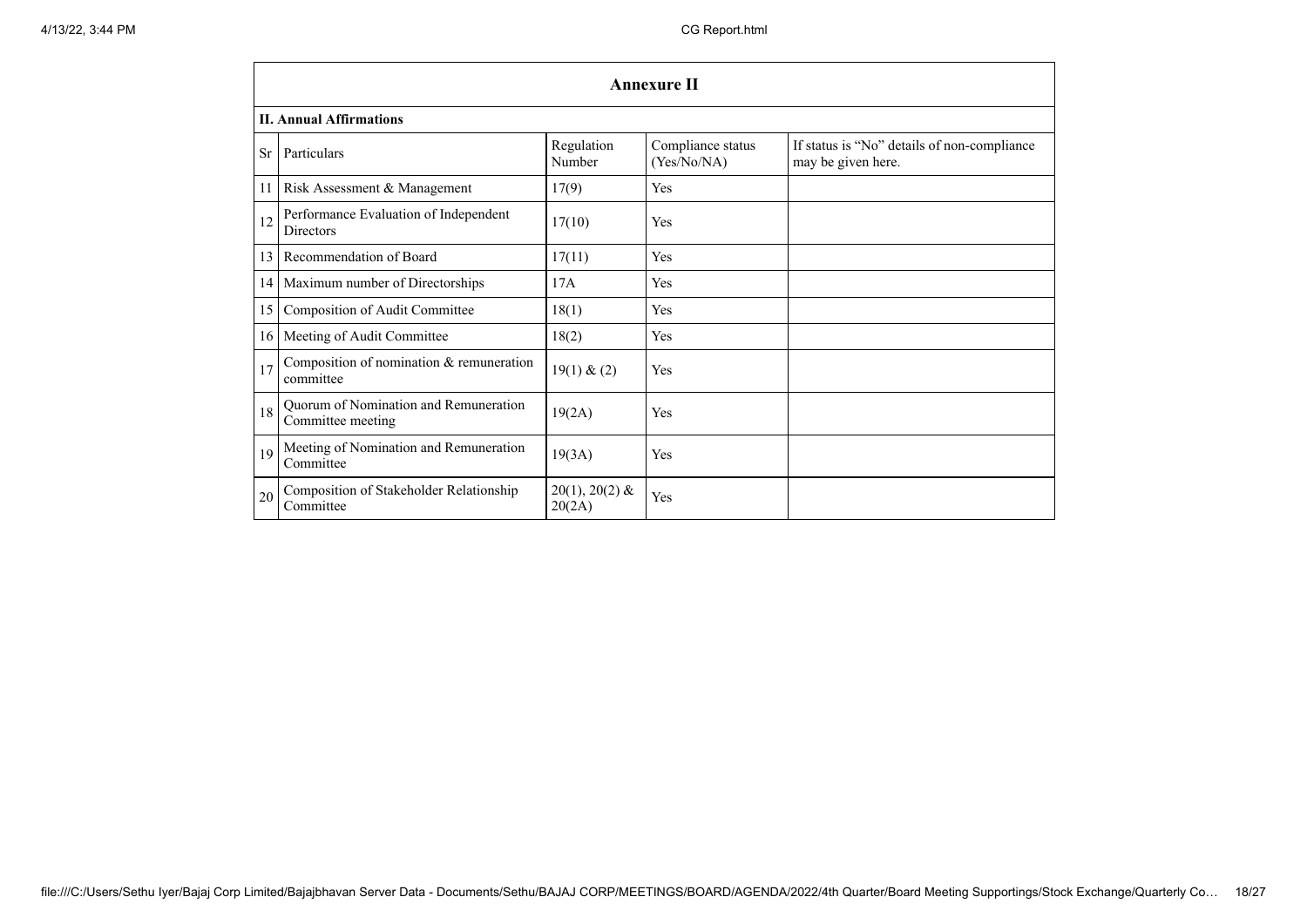| Annexure II | | | | |
|---|---|---|---|---|
| **II. Annual Affirmations** | | | | |
| Sr | Particulars | Regulation Number | Compliance status (Yes/No/NA) | If status is "No" details of non-compliance may be given here. |
| 11 | Risk Assessment & Management | 17(9) | Yes | |
| 12 | Performance Evaluation of Independent Directors | 17(10) | Yes | |
| 13 | Recommendation of Board | 17(11) | Yes | |
| 14 | Maximum number of Directorships | 17A | Yes | |
| 15 | Composition of Audit Committee | 18(1) | Yes | |
| 16 | Meeting of Audit Committee | 18(2) | Yes | |
| 17 | Composition of nomination & remuneration committee | 19(1) & (2) | Yes | |
| 18 | Quorum of Nomination and Remuneration Committee meeting | 19(2A) | Yes | |
| 19 | Meeting of Nomination and Remuneration Committee | 19(3A) | Yes | |
| 20 | Composition of Stakeholder Relationship Committee | 20(1), 20(2) & 20(2A) | Yes | |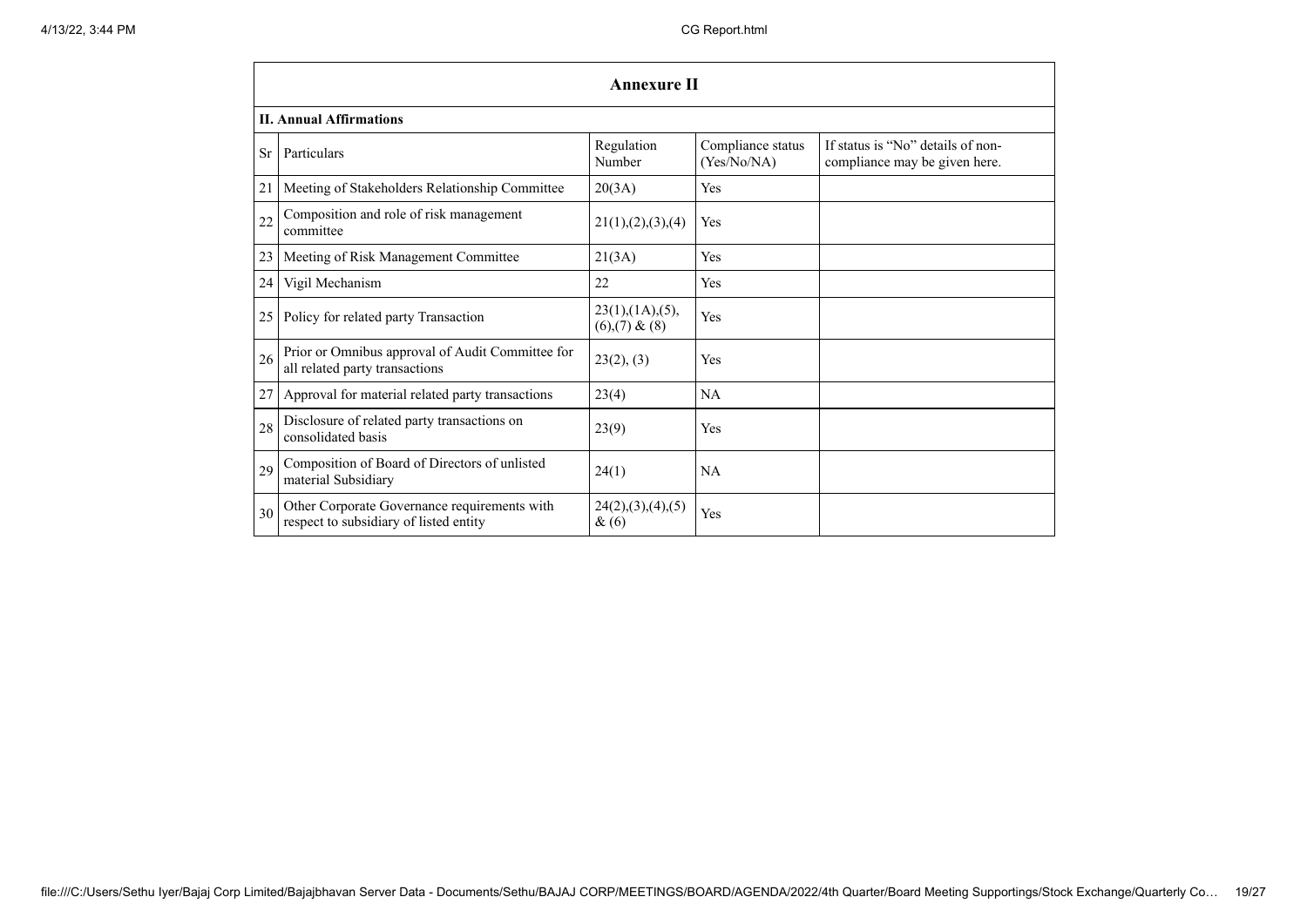## Annexure II

### II. Annual Affirmations

| Sr | Particulars | Regulation Number | Compliance status (Yes/No/NA) | If status is "No" details of non-compliance may be given here. |
|---|---|---|---|---|
| 21 | Meeting of Stakeholders Relationship Committee | 20(3A) | Yes | |
| 22 | Composition and role of risk management committee | 21(1),(2),(3),(4) | Yes | |
| 23 | Meeting of Risk Management Committee | 21(3A) | Yes | |
| 24 | Vigil Mechanism | 22 | Yes | |
| 25 | Policy for related party Transaction | 23(1),(1A),(5),(6),(7) & (8) | Yes | |
| 26 | Prior or Omnibus approval of Audit Committee for all related party transactions | 23(2), (3) | Yes | |
| 27 | Approval for material related party transactions | 23(4) | NA | |
| 28 | Disclosure of related party transactions on consolidated basis | 23(9) | Yes | |
| 29 | Composition of Board of Directors of unlisted material Subsidiary | 24(1) | NA | |
| 30 | Other Corporate Governance requirements with respect to subsidiary of listed entity | 24(2),(3),(4),(5) & (6) | Yes | |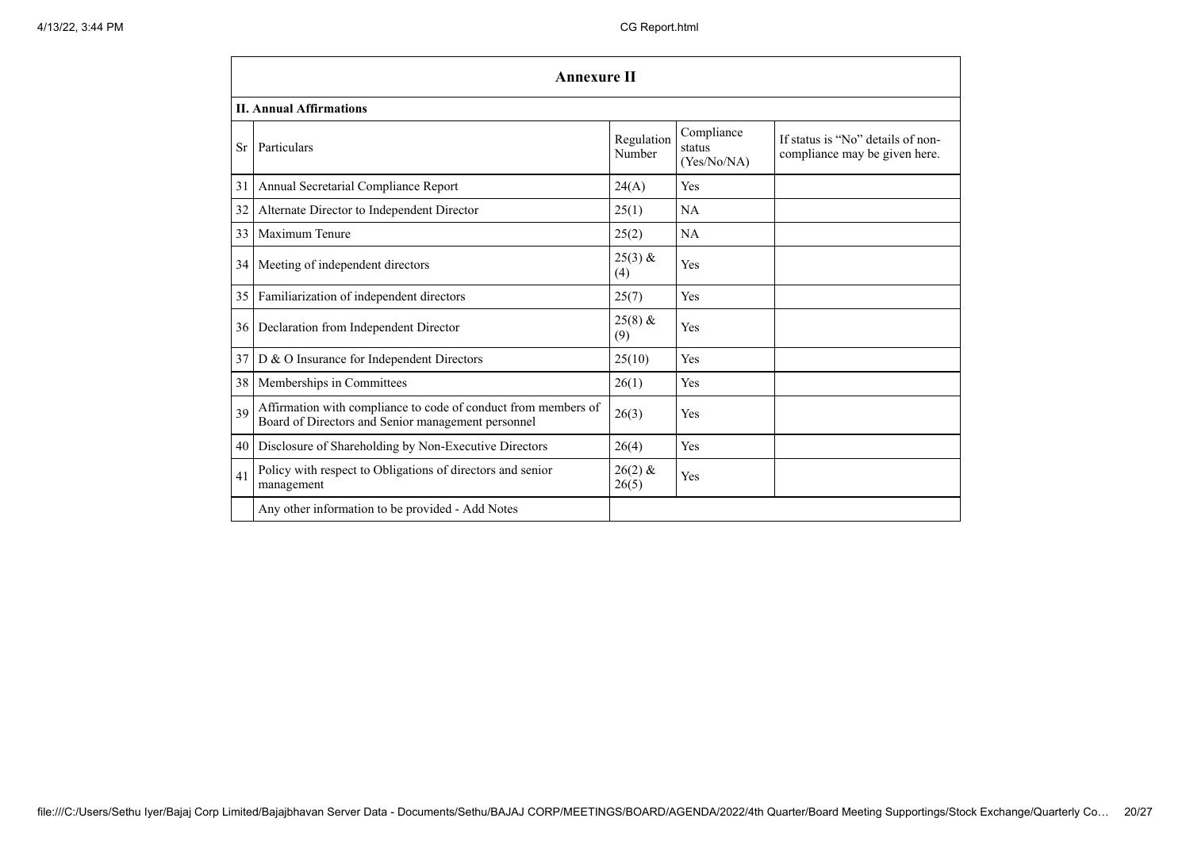## Annexure II

### II. Annual Affirmations

| Sr | Particulars | Regulation Number | Compliance status (Yes/No/NA) | If status is "No" details of non-compliance may be given here. |
|---|---|---|---|---|
| 31 | Annual Secretarial Compliance Report | 24(A) | Yes | |
| 32 | Alternate Director to Independent Director | 25(1) | NA | |
| 33 | Maximum Tenure | 25(2) | NA | |
| 34 | Meeting of independent directors | 25(3) & (4) | Yes | |
| 35 | Familiarization of independent directors | 25(7) | Yes | |
| 36 | Declaration from Independent Director | 25(8) & (9) | Yes | |
| 37 | D & O Insurance for Independent Directors | 25(10) | Yes | |
| 38 | Memberships in Committees | 26(1) | Yes | |
| 39 | Affirmation with compliance to code of conduct from members of Board of Directors and Senior management personnel | 26(3) | Yes | |
| 40 | Disclosure of Shareholding by Non-Executive Directors | 26(4) | Yes | |
| 41 | Policy with respect to Obligations of directors and senior management | 26(2) & 26(5) | Yes | |
| | Any other information to be provided - Add Notes | | | |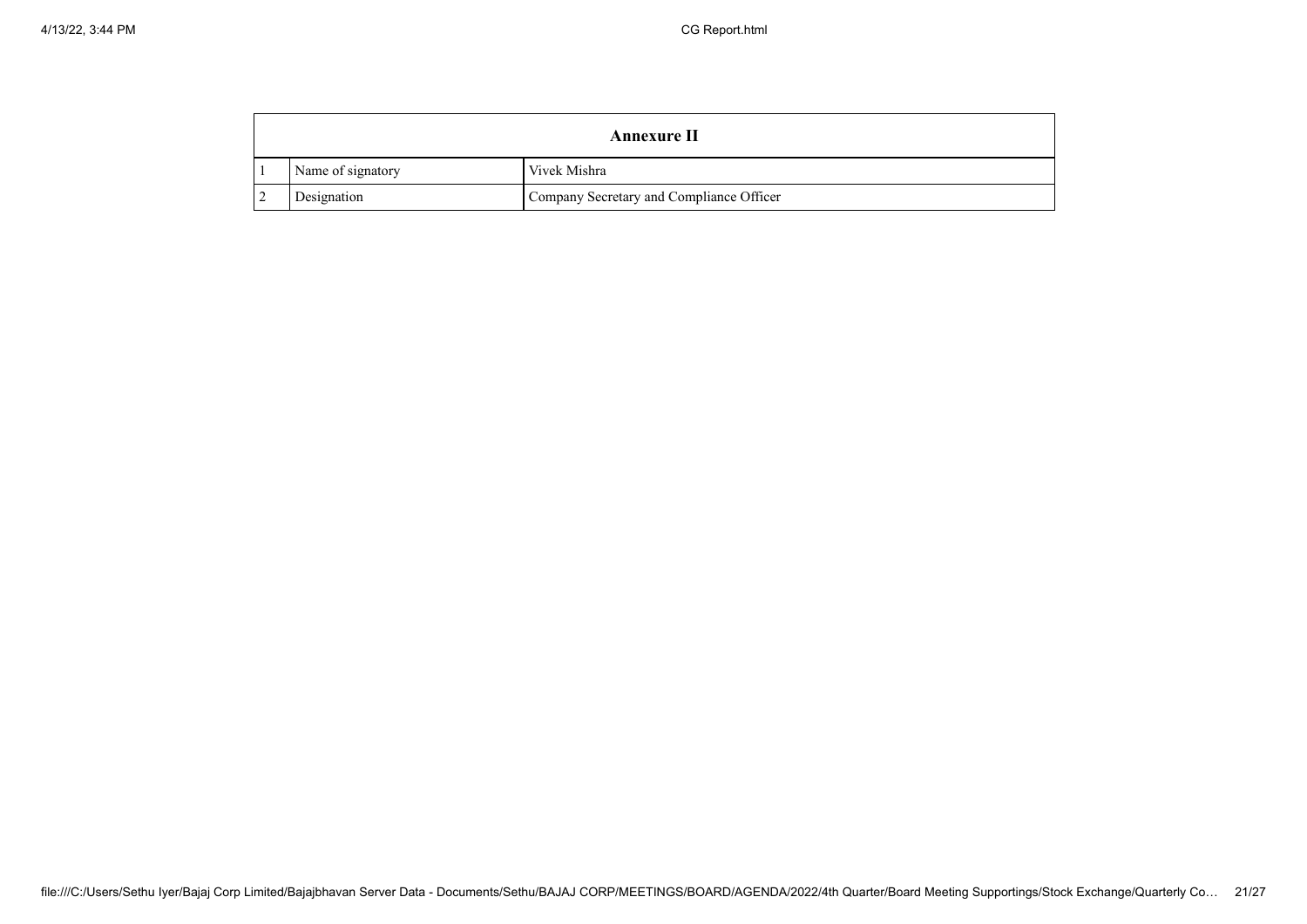| Annexure II | | |
|---|---|---|
| 1 | Name of signatory | Vivek Mishra |
| 2 | Designation | Company Secretary and Compliance Officer |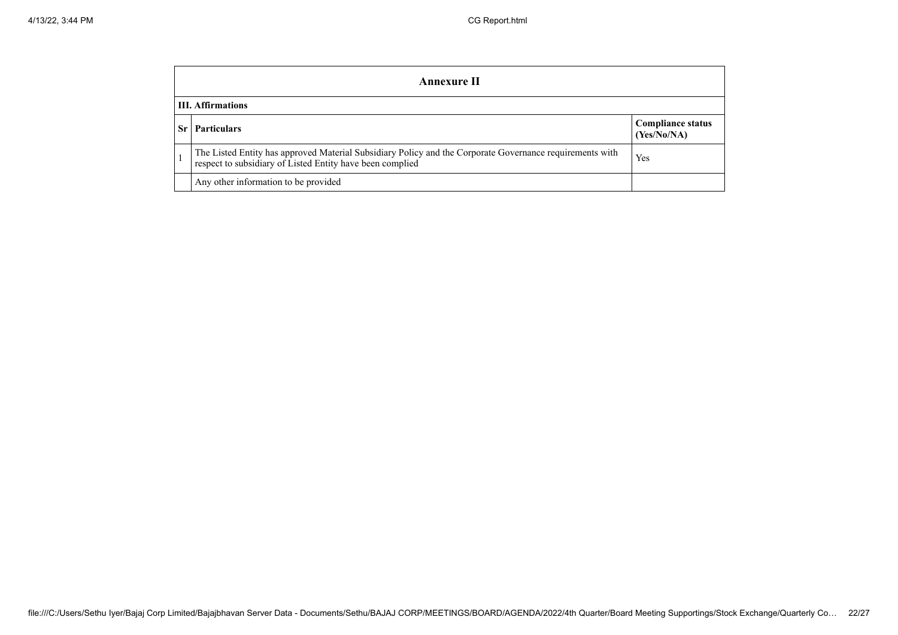## Annexure II

### III. Affirmations

| Sr | Particulars | Compliance status (Yes/No/NA) |
|---|---|---|
| 1 | The Listed Entity has approved Material Subsidiary Policy and the Corporate Governance requirements with respect to subsidiary of Listed Entity have been complied | Yes |
| | Any other information to be provided | |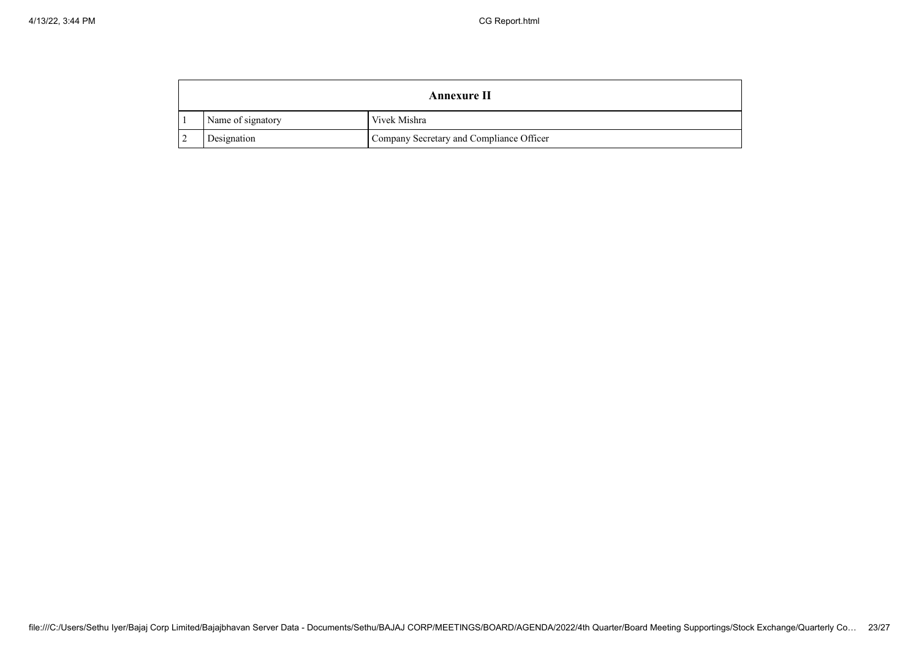| Annexure II | | |
|---|---|---|
| 1 | Name of signatory | Vivek Mishra |
| 2 | Designation | Company Secretary and Compliance Officer |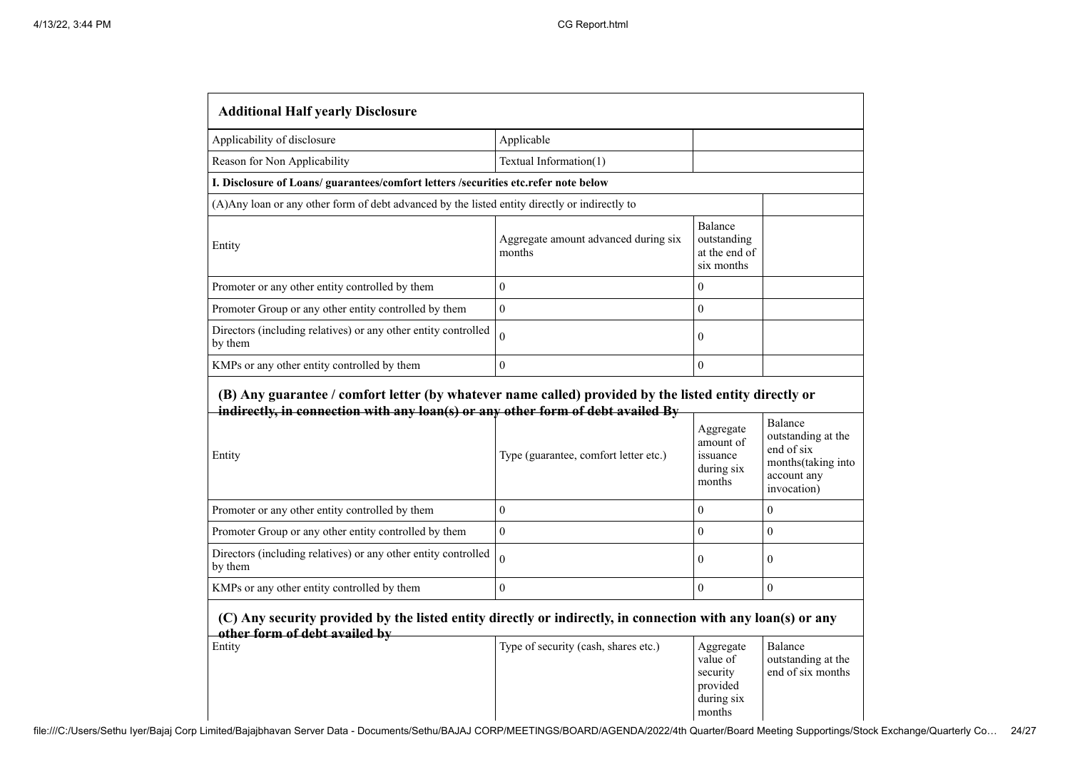| **Additional Half yearly Disclosure** | | | |
|---|---|---|---|
| Applicability of disclosure | Applicable | | |
| Reason for Non Applicability | Textual Information(1) | | |
| **I. Disclosure of Loans/ guarantees/comfort letters /securities etc.refer note below** | | | |
| (A)Any loan or any other form of debt advanced by the listed entity directly or indirectly to | | | |
| Entity | Aggregate amount advanced during six months | Balance outstanding at the end of six months | |
| Promoter or any other entity controlled by them | 0 | 0 | |
| Promoter Group or any other entity controlled by them | 0 | 0 | |
| Directors (including relatives) or any other entity controlled by them | 0 | 0 | |
| KMPs or any other entity controlled by them | 0 | 0 | |

**(B) Any guarantee / comfort letter (by whatever name called) provided by the listed entity directly or indirectly, in connection with any loan(s) or any other form of debt availed By**

| Entity | Type (guarantee, comfort letter etc.) | Aggregate amount of issuance during six months | Balance outstanding at the end of six months(taking into account any invocation) |
|---|---|---|---|
| Promoter or any other entity controlled by them | 0 | 0 | 0 |
| Promoter Group or any other entity controlled by them | 0 | 0 | 0 |
| Directors (including relatives) or any other entity controlled by them | 0 | 0 | 0 |
| KMPs or any other entity controlled by them | 0 | 0 | 0 |

**(C) Any security provided by the listed entity directly or indirectly, in connection with any loan(s) or any other form of debt availed by**

| Entity | Type of security (cash, shares etc.) | Aggregate value of security provided during six months | Balance outstanding at the end of six months |
|---|---|---|---|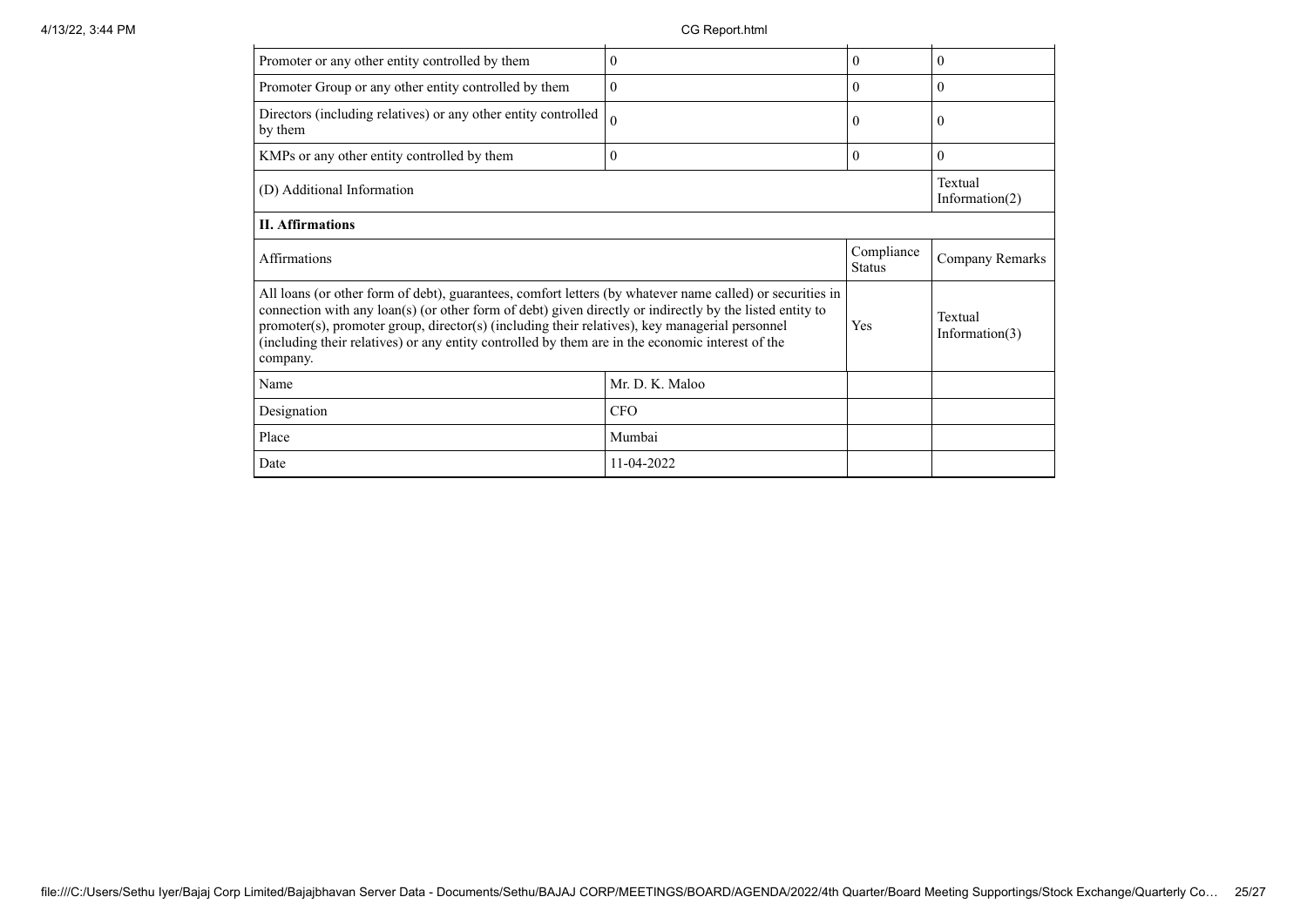| | | | |
|---|---|---|---|
| Promoter or any other entity controlled by them | 0 | 0 | 0 |
| Promoter Group or any other entity controlled by them | 0 | 0 | 0 |
| Directors (including relatives) or any other entity controlled by them | 0 | 0 | 0 |
| KMPs or any other entity controlled by them | 0 | 0 | 0 |
| (D) Additional Information | | | Textual Information(2) |
| **II. Affirmations** | | | |
| Affirmations | | Compliance Status | Company Remarks |
| All loans (or other form of debt), guarantees, comfort letters (by whatever name called) or securities in connection with any loan(s) (or other form of debt) given directly or indirectly by the listed entity to promoter(s), promoter group, director(s) (including their relatives), key managerial personnel (including their relatives) or any entity controlled by them are in the economic interest of the company. | | Yes | Textual Information(3) |
| Name | Mr. D. K. Maloo | | |
| Designation | CFO | | |
| Place | Mumbai | | |
| Date | 11-04-2022 | | |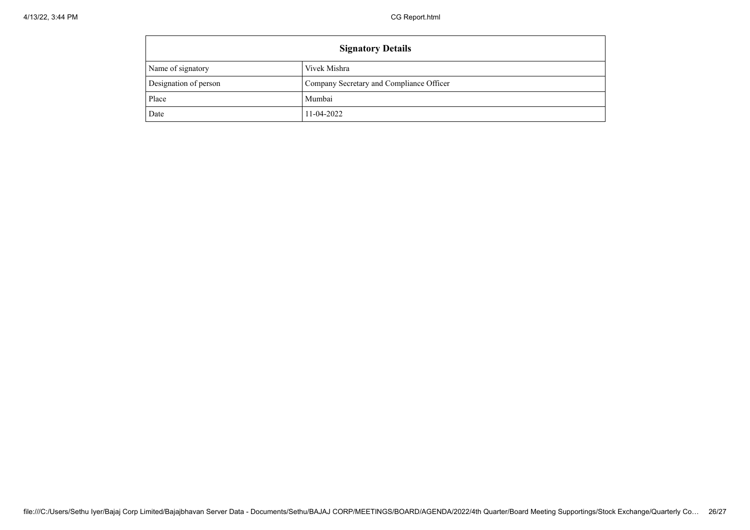| Signatory Details | |
| --- | --- |
| Name of signatory | Vivek Mishra |
| Designation of person | Company Secretary and Compliance Officer |
| Place | Mumbai |
| Date | 11-04-2022 |